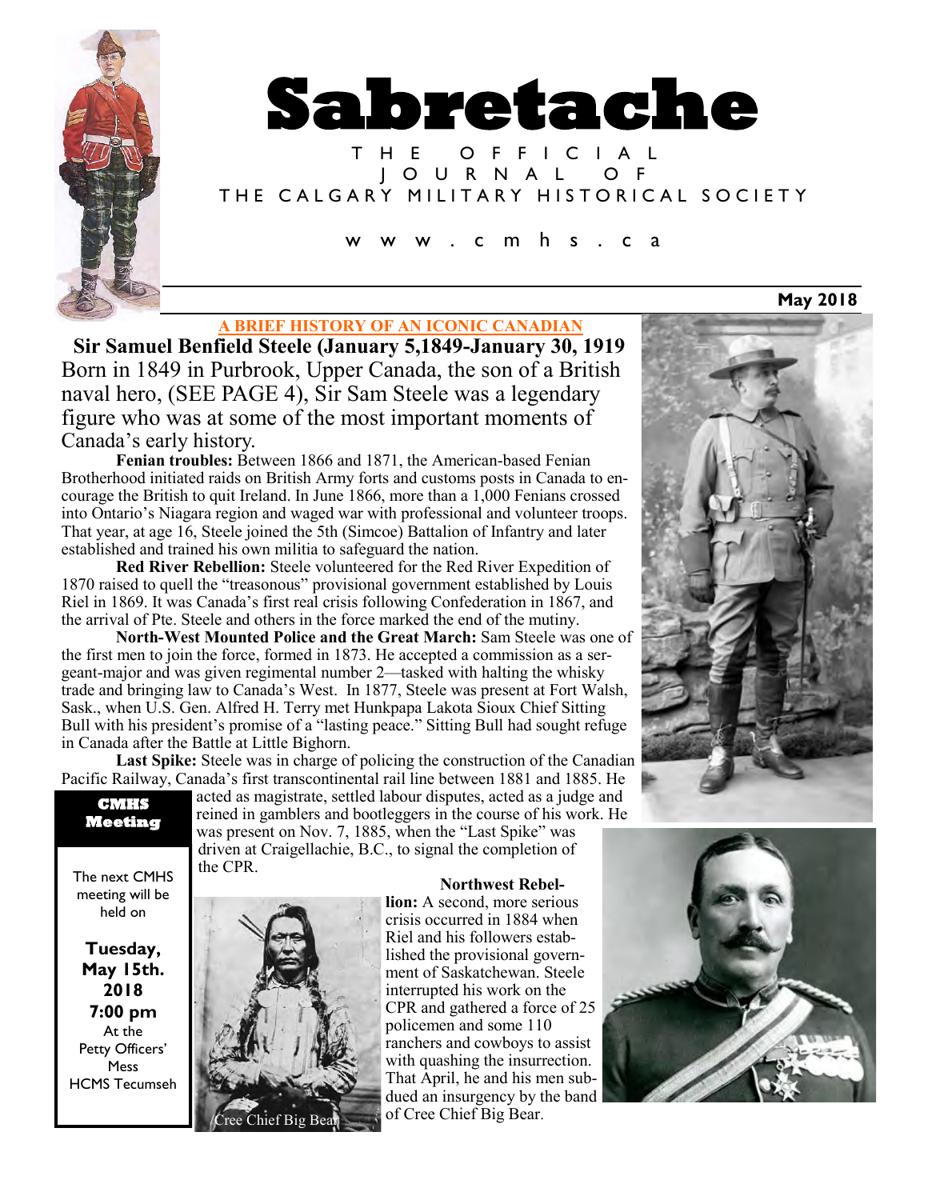# Sabretache

THE OFFICIAL JOURNAL OF THE CALGARY MILITARY HISTORICAL SOCIETY

www.cmhs.ca

**May 2018**

## A BRIEF HISTORY OF AN ICONIC CANADIAN

**Sir Samuel Benfield Steele (January 5,1849-January 30, 1919**

Born in 1849 in Purbrook, Upper Canada, the son of a British naval hero, (SEE PAGE 4), Sir Sam Steele was a legendary figure who was at some of the most important moments of Canada's early history.

**Fenian troubles:** Between 1866 and 1871, the American-based Fenian Brotherhood initiated raids on British Army forts and customs posts in Canada to encourage the British to quit Ireland. In June 1866, more than a 1,000 Fenians crossed into Ontario's Niagara region and waged war with professional and volunteer troops. That year, at age 16, Steele joined the 5th (Simcoe) Battalion of Infantry and later established and trained his own militia to safeguard the nation.

**Red River Rebellion:** Steele volunteered for the Red River Expedition of 1870 raised to quell the "treasonous" provisional government established by Louis Riel in 1869. It was Canada's first real crisis following Confederation in 1867, and the arrival of Pte. Steele and others in the force marked the end of the mutiny.

**North-West Mounted Police and the Great March:** Sam Steele was one of the first men to join the force, formed in 1873. He accepted a commission as a sergeant-major and was given regimental number 2—tasked with halting the whisky trade and bringing law to Canada's West. In 1877, Steele was present at Fort Walsh, Sask., when U.S. Gen. Alfred H. Terry met Hunkpapa Lakota Sioux Chief Sitting Bull with his president's promise of a "lasting peace." Sitting Bull had sought refuge in Canada after the Battle at Little Bighorn.

**Last Spike:** Steele was in charge of policing the construction of the Canadian Pacific Railway, Canada's first transcontinental rail line between 1881 and 1885. He acted as magistrate, settled labour disputes, acted as a judge and reined in gamblers and bootleggers in the course of his work. He was present on Nov. 7, 1885, when the "Last Spike" was driven at Craigellachie, B.C., to signal the completion of the CPR.

**Northwest Rebellion:** A second, more serious crisis occurred in 1884 when Riel and his followers established the provisional government of Saskatchewan. Steele interrupted his work on the CPR and gathered a force of 25 policemen and some 110 ranchers and cowboys to assist with quashing the insurrection. That April, he and his men subdued an insurgency by the band of Cree Chief Big Bear.

Cree Chief Big Bear

**CMHS Meeting**

The next CMHS meeting will be held on

**Tuesday, May 15th. 2018**
**7:00 pm**
At the Petty Officers' Mess HCMS Tecumseh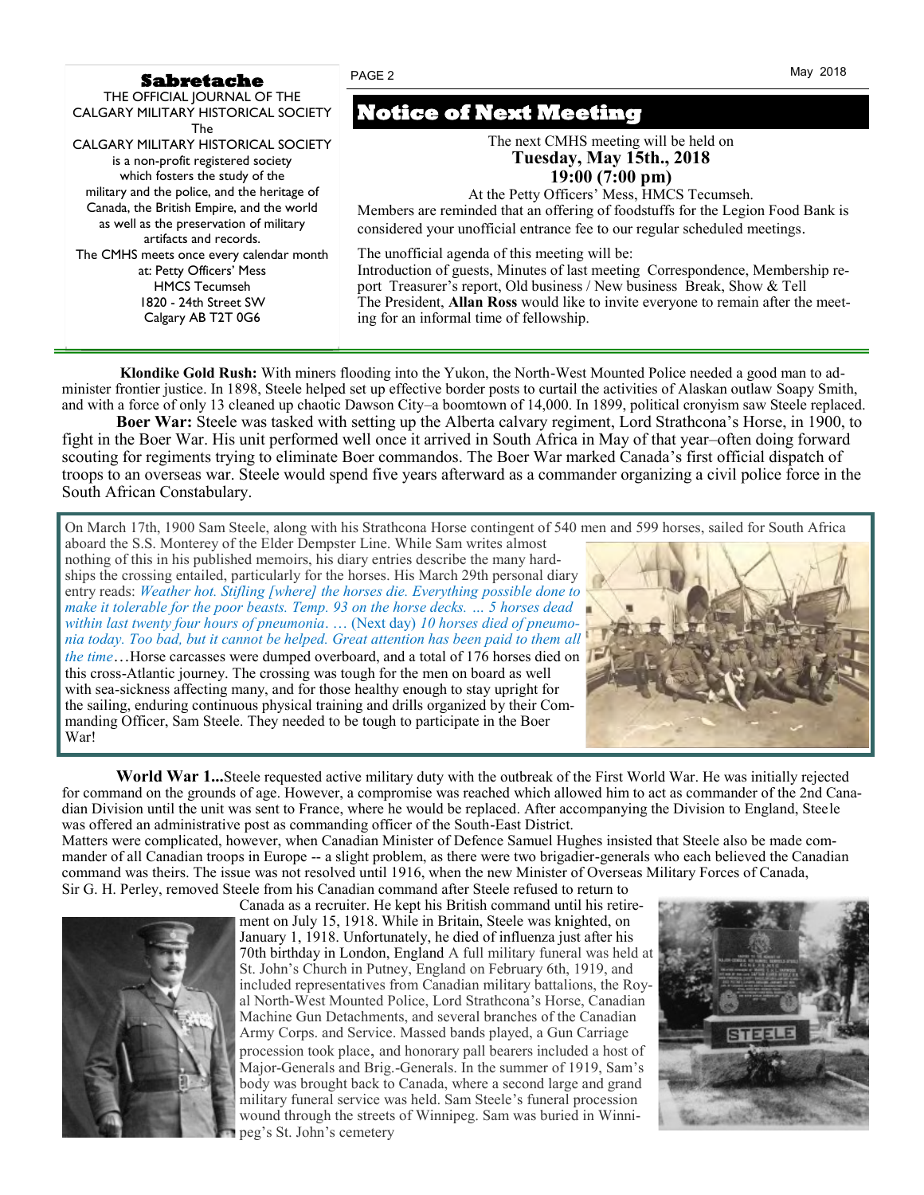## Sabretache

THE OFFICIAL JOURNAL OF THE CALGARY MILITARY HISTORICAL SOCIETY

The CALGARY MILITARY HISTORICAL SOCIETY is a non-profit registered society which fosters the study of the military and the police, and the heritage of Canada, the British Empire, and the world as well as the preservation of military artifacts and records.

The CMHS meets once every calendar month at: Petty Officers' Mess HMCS Tecumseh 1820 - 24th Street SW Calgary AB T2T 0G6

## Notice of Next Meeting

The next CMHS meeting will be held on
**Tuesday, May 15th., 2018**
**19:00 (7:00 pm)**
At the Petty Officers' Mess, HMCS Tecumseh.

Members are reminded that an offering of foodstuffs for the Legion Food Bank is considered your unofficial entrance fee to our regular scheduled meetings.

The unofficial agenda of this meeting will be:

Introduction of guests, Minutes of last meeting Correspondence, Membership report Treasurer's report, Old business / New business Break, Show & Tell

The President, **Allan Ross** would like to invite everyone to remain after the meeting for an informal time of fellowship.

---

**Klondike Gold Rush:** With miners flooding into the Yukon, the North-West Mounted Police needed a good man to administer frontier justice. In 1898, Steele helped set up effective border posts to curtail the activities of Alaskan outlaw Soapy Smith, and with a force of only 13 cleaned up chaotic Dawson City–a boomtown of 14,000. In 1899, political cronyism saw Steele replaced.

**Boer War:** Steele was tasked with setting up the Alberta calvary regiment, Lord Strathcona's Horse, in 1900, to fight in the Boer War. His unit performed well once it arrived in South Africa in May of that year–often doing forward scouting for regiments trying to eliminate Boer commandos. The Boer War marked Canada's first official dispatch of troops to an overseas war. Steele would spend five years afterward as a commander organizing a civil police force in the South African Constabulary.

On March 17th, 1900 Sam Steele, along with his Strathcona Horse contingent of 540 men and 599 horses, sailed for South Africa aboard the S.S. Monterey of the Elder Dempster Line. While Sam writes almost nothing of this in his published memoirs, his diary entries describe the many hardships the crossing entailed, particularly for the horses. His March 29th personal diary entry reads: *Weather hot. Stifling [where] the horses die. Everything possible done to make it tolerable for the poor beasts. Temp. 93 on the horse decks. … 5 horses dead within last twenty four hours of pneumonia*. … (Next day) *10 horses died of pneumonia today. Too bad, but it cannot be helped. Great attention has been paid to them all the time*…Horse carcasses were dumped overboard, and a total of 176 horses died on this cross-Atlantic journey. The crossing was tough for the men on board as well with sea-sickness affecting many, and for those healthy enough to stay upright for the sailing, enduring continuous physical training and drills organized by their Commanding Officer, Sam Steele. They needed to be tough to participate in the Boer War!

**World War 1...**Steele requested active military duty with the outbreak of the First World War. He was initially rejected for command on the grounds of age. However, a compromise was reached which allowed him to act as commander of the 2nd Canadian Division until the unit was sent to France, where he would be replaced. After accompanying the Division to England, Steele was offered an administrative post as commanding officer of the South-East District.

Matters were complicated, however, when Canadian Minister of Defence Samuel Hughes insisted that Steele also be made commander of all Canadian troops in Europe -- a slight problem, as there were two brigadier-generals who each believed the Canadian command was theirs. The issue was not resolved until 1916, when the new Minister of Overseas Military Forces of Canada, Sir G. H. Perley, removed Steele from his Canadian command after Steele refused to return to Canada as a recruiter. He kept his British command until his retirement on July 15, 1918. While in Britain, Steele was knighted, on January 1, 1918. Unfortunately, he died of influenza just after his 70th birthday in London, England A full military funeral was held at St. John's Church in Putney, England on February 6th, 1919, and included representatives from Canadian military battalions, the Royal North-West Mounted Police, Lord Strathcona's Horse, Canadian Machine Gun Detachments, and several branches of the Canadian Army Corps. and Service. Massed bands played, a Gun Carriage procession took place, and honorary pall bearers included a host of Major-Generals and Brig.-Generals. In the summer of 1919, Sam's body was brought back to Canada, where a second large and grand military funeral service was held. Sam Steele's funeral procession wound through the streets of Winnipeg. Sam was buried in Winnipeg's St. John's cemetery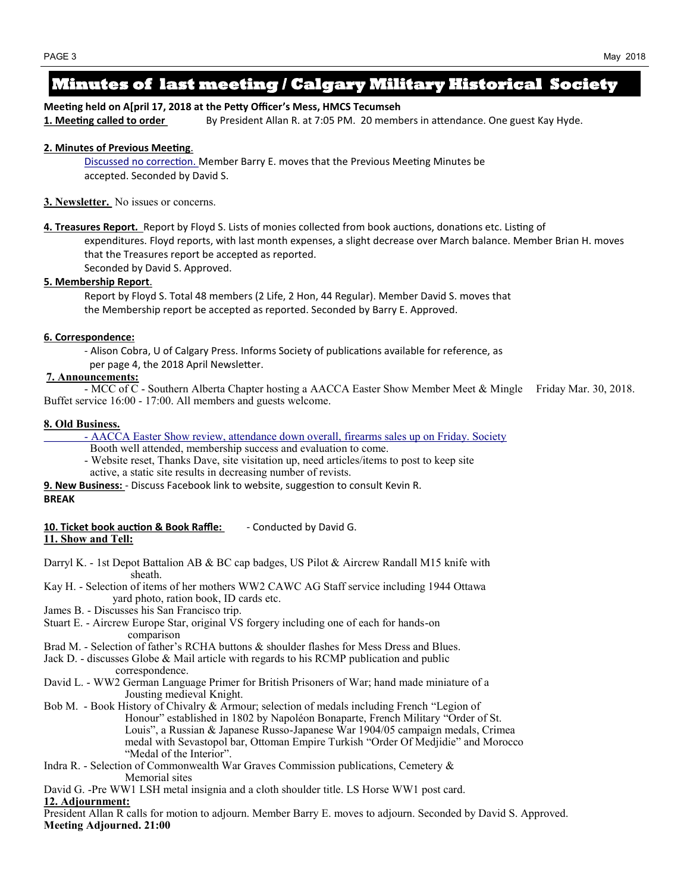# Minutes of last meeting / Calgary Military Historical Society

**Meeting held on A[pril 17, 2018 at the Petty Officer's Mess, HMCS Tecumseh**

**1. Meeting called to order** By President Allan R. at 7:05 PM. 20 members in attendance. One guest Kay Hyde.

**2. Minutes of Previous Meeting**.

Discussed no correction. Member Barry E. moves that the Previous Meeting Minutes be accepted. Seconded by David S.

**3. Newsletter.** No issues or concerns.

**4. Treasures Report.** Report by Floyd S. Lists of monies collected from book auctions, donations etc. Listing of expenditures. Floyd reports, with last month expenses, a slight decrease over March balance. Member Brian H. moves that the Treasures report be accepted as reported.
Seconded by David S. Approved.

**5. Membership Report**.

Report by Floyd S. Total 48 members (2 Life, 2 Hon, 44 Regular). Member David S. moves that the Membership report be accepted as reported. Seconded by Barry E. Approved.

**6. Correspondence:**

- Alison Cobra, U of Calgary Press. Informs Society of publications available for reference, as per page 4, the 2018 April Newsletter.

**7. Announcements:**

- MCC of C - Southern Alberta Chapter hosting a AACCA Easter Show Member Meet & Mingle Friday Mar. 30, 2018. Buffet service 16:00 - 17:00. All members and guests welcome.

**8. Old Business.**

- AACCA Easter Show review, attendance down overall, firearms sales up on Friday. Society Booth well attended, membership success and evaluation to come.
- Website reset, Thanks Dave, site visitation up, need articles/items to post to keep site active, a static site results in decreasing number of revists.

**9. New Business:** - Discuss Facebook link to website, suggestion to consult Kevin R.

**BREAK**

**10. Ticket book auction & Book Raffle:** - Conducted by David G.

**11. Show and Tell:**

Darryl K. - 1st Depot Battalion AB & BC cap badges, US Pilot & Aircrew Randall M15 knife with sheath.

Kay H. - Selection of items of her mothers WW2 CAWC AG Staff service including 1944 Ottawa yard photo, ration book, ID cards etc.

James B. - Discusses his San Francisco trip.

Stuart E. - Aircrew Europe Star, original VS forgery including one of each for hands-on comparison

Brad M. - Selection of father's RCHA buttons & shoulder flashes for Mess Dress and Blues.

Jack D. - discusses Globe & Mail article with regards to his RCMP publication and public correspondence.

David L. - WW2 German Language Primer for British Prisoners of War; hand made miniature of a Jousting medieval Knight.

Bob M. - Book History of Chivalry & Armour; selection of medals including French "Legion of Honour" established in 1802 by Napoléon Bonaparte, French Military "Order of St. Louis", a Russian & Japanese Russo-Japanese War 1904/05 campaign medals, Crimea medal with Sevastopol bar, Ottoman Empire Turkish "Order Of Medjidie" and Morocco "Medal of the Interior".

Indra R. - Selection of Commonwealth War Graves Commission publications, Cemetery & Memorial sites

David G. -Pre WW1 LSH metal insignia and a cloth shoulder title. LS Horse WW1 post card.

**12. Adjournment:**

President Allan R calls for motion to adjourn. Member Barry E. moves to adjourn. Seconded by David S. Approved.

**Meeting Adjourned. 21:00**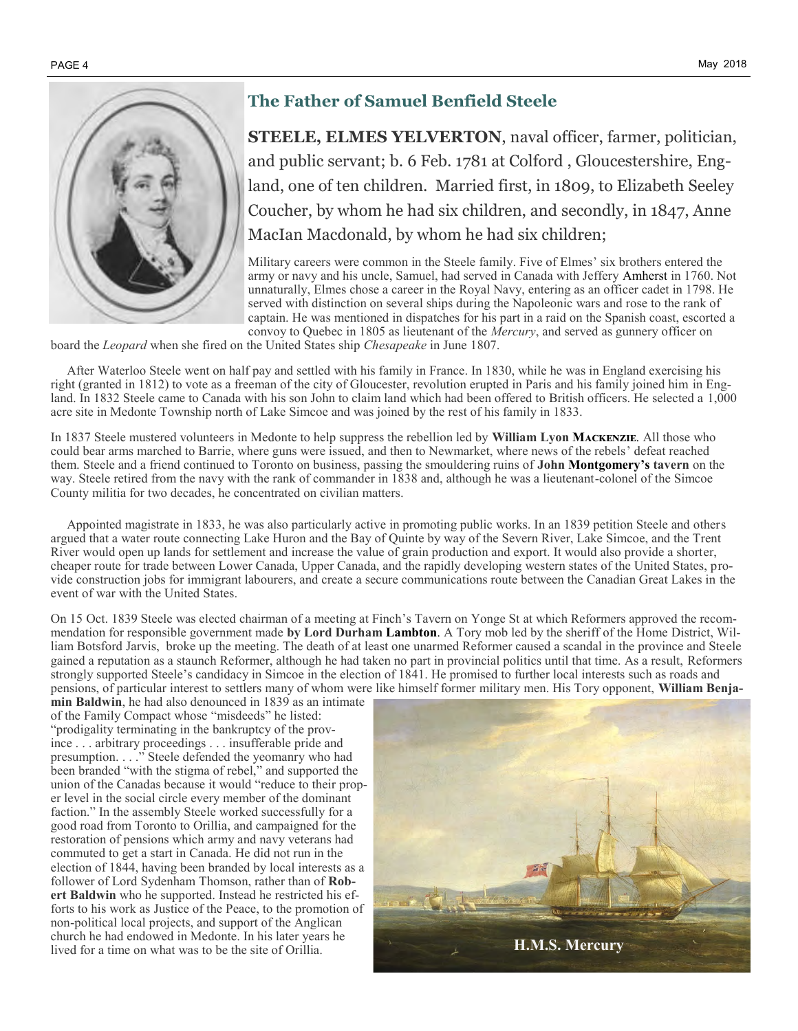## The Father of Samuel Benfield Steele

**STEELE, ELMES YELVERTON**, naval officer, farmer, politician, and public servant; b. 6 Feb. 1781 at Colford , Gloucestershire, England, one of ten children. Married first, in 1809, to Elizabeth Seeley Coucher, by whom he had six children, and secondly, in 1847, Anne MacIan Macdonald, by whom he had six children;

Military careers were common in the Steele family. Five of Elmes' six brothers entered the army or navy and his uncle, Samuel, had served in Canada with Jeffery Amherst in 1760. Not unnaturally, Elmes chose a career in the Royal Navy, entering as an officer cadet in 1798. He served with distinction on several ships during the Napoleonic wars and rose to the rank of captain. He was mentioned in dispatches for his part in a raid on the Spanish coast, escorted a convoy to Quebec in 1805 as lieutenant of the *Mercury*, and served as gunnery officer on board the *Leopard* when she fired on the United States ship *Chesapeake* in June 1807.

After Waterloo Steele went on half pay and settled with his family in France. In 1830, while he was in England exercising his right (granted in 1812) to vote as a freeman of the city of Gloucester, revolution erupted in Paris and his family joined him in England. In 1832 Steele came to Canada with his son John to claim land which had been offered to British officers. He selected a 1,000 acre site in Medonte Township north of Lake Simcoe and was joined by the rest of his family in 1833.

In 1837 Steele mustered volunteers in Medonte to help suppress the rebellion led by **William Lyon Mackenzie**. All those who could bear arms marched to Barrie, where guns were issued, and then to Newmarket, where news of the rebels' defeat reached them. Steele and a friend continued to Toronto on business, passing the smouldering ruins of **John Montgomery's tavern** on the way. Steele retired from the navy with the rank of commander in 1838 and, although he was a lieutenant-colonel of the Simcoe County militia for two decades, he concentrated on civilian matters.

Appointed magistrate in 1833, he was also particularly active in promoting public works. In an 1839 petition Steele and others argued that a water route connecting Lake Huron and the Bay of Quinte by way of the Severn River, Lake Simcoe, and the Trent River would open up lands for settlement and increase the value of grain production and export. It would also provide a shorter, cheaper route for trade between Lower Canada, Upper Canada, and the rapidly developing western states of the United States, provide construction jobs for immigrant labourers, and create a secure communications route between the Canadian Great Lakes in the event of war with the United States.

On 15 Oct. 1839 Steele was elected chairman of a meeting at Finch's Tavern on Yonge St at which Reformers approved the recommendation for responsible government made **by Lord Durham Lambton**. A Tory mob led by the sheriff of the Home District, William Botsford Jarvis, broke up the meeting. The death of at least one unarmed Reformer caused a scandal in the province and Steele gained a reputation as a staunch Reformer, although he had taken no part in provincial politics until that time. As a result, Reformers strongly supported Steele's candidacy in Simcoe in the election of 1841. He promised to further local interests such as roads and pensions, of particular interest to settlers many of whom were like himself former military men. His Tory opponent, **William Benjamin Baldwin**, he had also denounced in 1839 as an intimate of the Family Compact whose "misdeeds" he listed: "prodigality terminating in the bankruptcy of the province . . . arbitrary proceedings . . . insufferable pride and presumption. . . ." Steele defended the yeomanry who had been branded "with the stigma of rebel," and supported the union of the Canadas because it would "reduce to their proper level in the social circle every member of the dominant faction." In the assembly Steele worked successfully for a good road from Toronto to Orillia, and campaigned for the restoration of pensions which army and navy veterans had commuted to get a start in Canada. He did not run in the election of 1844, having been branded by local interests as a follower of Lord Sydenham Thomson, rather than of **Robert Baldwin** who he supported. Instead he restricted his efforts to his work as Justice of the Peace, to the promotion of non-political local projects, and support of the Anglican church he had endowed in Medonte. In his later years he lived for a time on what was to be the site of Orillia.

H.M.S. Mercury